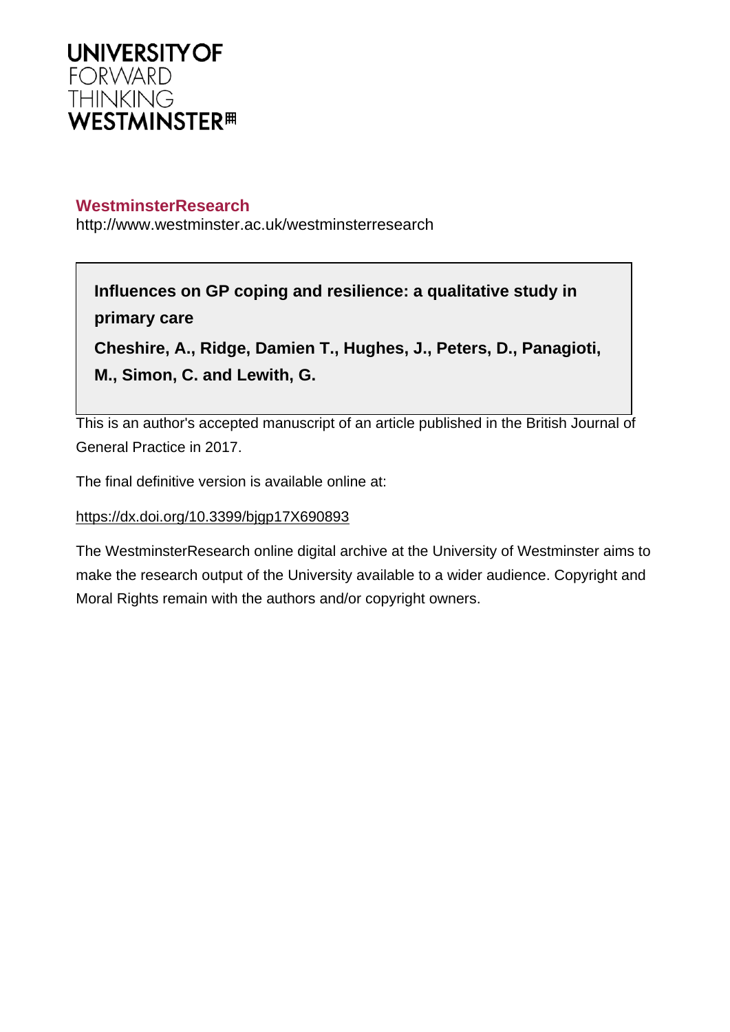UNIVERSITY OF
FORWARD
THINKING
WESTMINSTER

**WestminsterResearch**
http://www.westminster.ac.uk/westminsterresearch

**Influences on GP coping and resilience: a qualitative study in primary care**

**Cheshire, A., Ridge, Damien T., Hughes, J., Peters, D., Panagioti, M., Simon, C. and Lewith, G.**

This is an author's accepted manuscript of an article published in the British Journal of General Practice in 2017.

The final definitive version is available online at:

https://dx.doi.org/10.3399/bjgp17X690893

The WestminsterResearch online digital archive at the University of Westminster aims to make the research output of the University available to a wider audience. Copyright and Moral Rights remain with the authors and/or copyright owners.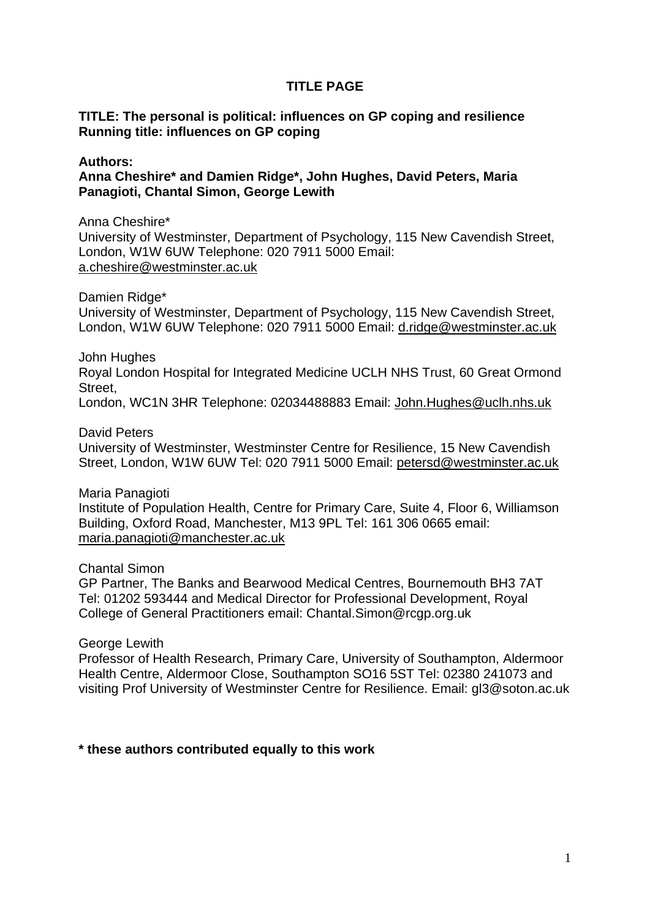# TITLE PAGE

**TITLE: The personal is political: influences on GP coping and resilience**
**Running title: influences on GP coping**

**Authors:**
**Anna Cheshire* and Damien Ridge*, John Hughes, David Peters, Maria Panagioti, Chantal Simon, George Lewith**

Anna Cheshire*
University of Westminster, Department of Psychology, 115 New Cavendish Street, London, W1W 6UW Telephone: 020 7911 5000 Email: a.cheshire@westminster.ac.uk

Damien Ridge*
University of Westminster, Department of Psychology, 115 New Cavendish Street, London, W1W 6UW Telephone: 020 7911 5000 Email: d.ridge@westminster.ac.uk

John Hughes
Royal London Hospital for Integrated Medicine UCLH NHS Trust, 60 Great Ormond Street,
London, WC1N 3HR Telephone: 02034488883 Email: John.Hughes@uclh.nhs.uk

David Peters
University of Westminster, Westminster Centre for Resilience, 15 New Cavendish Street, London, W1W 6UW Tel: 020 7911 5000 Email: petersd@westminster.ac.uk

Maria Panagioti
Institute of Population Health, Centre for Primary Care, Suite 4, Floor 6, Williamson Building, Oxford Road, Manchester, M13 9PL Tel: 161 306 0665 email: maria.panagioti@manchester.ac.uk

Chantal Simon
GP Partner, The Banks and Bearwood Medical Centres, Bournemouth BH3 7AT Tel: 01202 593444 and Medical Director for Professional Development, Royal College of General Practitioners email: Chantal.Simon@rcgp.org.uk

George Lewith
Professor of Health Research, Primary Care, University of Southampton, Aldermoor Health Centre, Aldermoor Close, Southampton SO16 5ST Tel: 02380 241073 and visiting Prof University of Westminster Centre for Resilience. Email: gl3@soton.ac.uk

**\* these authors contributed equally to this work**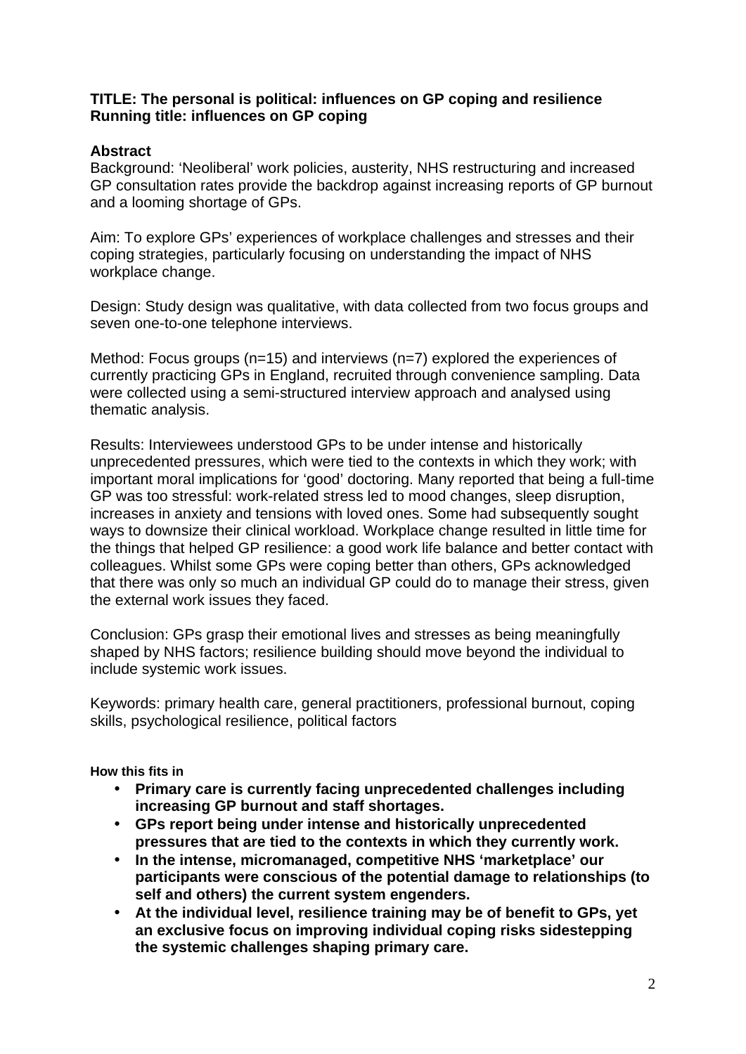**TITLE: The personal is political: influences on GP coping and resilience**
**Running title: influences on GP coping**

## Abstract

Background: 'Neoliberal' work policies, austerity, NHS restructuring and increased GP consultation rates provide the backdrop against increasing reports of GP burnout and a looming shortage of GPs.

Aim: To explore GPs' experiences of workplace challenges and stresses and their coping strategies, particularly focusing on understanding the impact of NHS workplace change.

Design: Study design was qualitative, with data collected from two focus groups and seven one-to-one telephone interviews.

Method: Focus groups (n=15) and interviews (n=7) explored the experiences of currently practicing GPs in England, recruited through convenience sampling. Data were collected using a semi-structured interview approach and analysed using thematic analysis.

Results: Interviewees understood GPs to be under intense and historically unprecedented pressures, which were tied to the contexts in which they work; with important moral implications for 'good' doctoring. Many reported that being a full-time GP was too stressful: work-related stress led to mood changes, sleep disruption, increases in anxiety and tensions with loved ones. Some had subsequently sought ways to downsize their clinical workload. Workplace change resulted in little time for the things that helped GP resilience: a good work life balance and better contact with colleagues. Whilst some GPs were coping better than others, GPs acknowledged that there was only so much an individual GP could do to manage their stress, given the external work issues they faced.

Conclusion: GPs grasp their emotional lives and stresses as being meaningfully shaped by NHS factors; resilience building should move beyond the individual to include systemic work issues.

Keywords: primary health care, general practitioners, professional burnout, coping skills, psychological resilience, political factors

**How this fits in**

- **Primary care is currently facing unprecedented challenges including increasing GP burnout and staff shortages.**
- **GPs report being under intense and historically unprecedented pressures that are tied to the contexts in which they currently work.**
- **In the intense, micromanaged, competitive NHS 'marketplace' our participants were conscious of the potential damage to relationships (to self and others) the current system engenders.**
- **At the individual level, resilience training may be of benefit to GPs, yet an exclusive focus on improving individual coping risks sidestepping the systemic challenges shaping primary care.**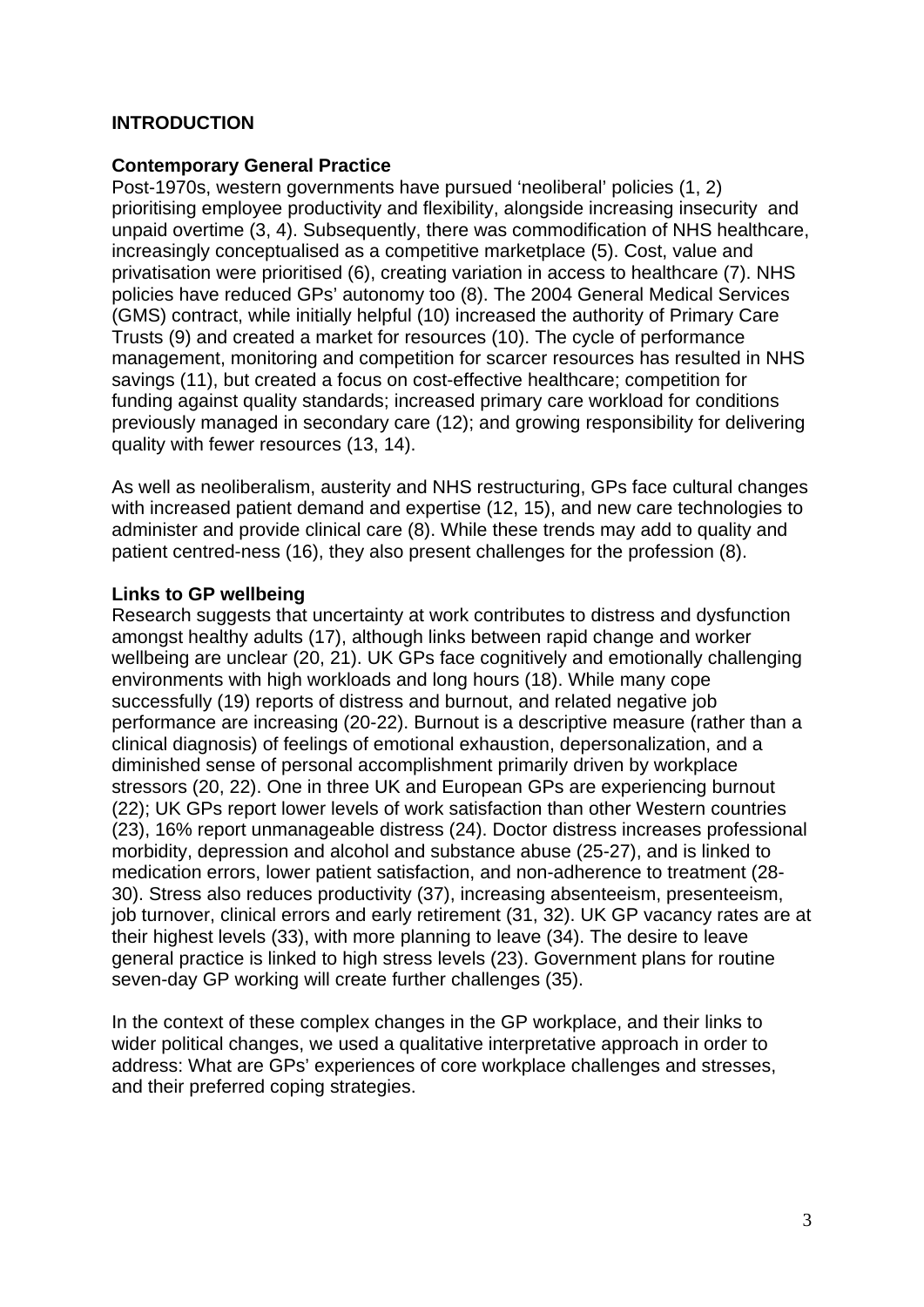## INTRODUCTION

### Contemporary General Practice

Post-1970s, western governments have pursued 'neoliberal' policies (1, 2) prioritising employee productivity and flexibility, alongside increasing insecurity and unpaid overtime (3, 4). Subsequently, there was commodification of NHS healthcare, increasingly conceptualised as a competitive marketplace (5). Cost, value and privatisation were prioritised (6), creating variation in access to healthcare (7). NHS policies have reduced GPs' autonomy too (8). The 2004 General Medical Services (GMS) contract, while initially helpful (10) increased the authority of Primary Care Trusts (9) and created a market for resources (10). The cycle of performance management, monitoring and competition for scarcer resources has resulted in NHS savings (11), but created a focus on cost-effective healthcare; competition for funding against quality standards; increased primary care workload for conditions previously managed in secondary care (12); and growing responsibility for delivering quality with fewer resources (13, 14).

As well as neoliberalism, austerity and NHS restructuring, GPs face cultural changes with increased patient demand and expertise (12, 15), and new care technologies to administer and provide clinical care (8). While these trends may add to quality and patient centred-ness (16), they also present challenges for the profession (8).

### Links to GP wellbeing

Research suggests that uncertainty at work contributes to distress and dysfunction amongst healthy adults (17), although links between rapid change and worker wellbeing are unclear (20, 21). UK GPs face cognitively and emotionally challenging environments with high workloads and long hours (18). While many cope successfully (19) reports of distress and burnout, and related negative job performance are increasing (20-22). Burnout is a descriptive measure (rather than a clinical diagnosis) of feelings of emotional exhaustion, depersonalization, and a diminished sense of personal accomplishment primarily driven by workplace stressors (20, 22). One in three UK and European GPs are experiencing burnout (22); UK GPs report lower levels of work satisfaction than other Western countries (23), 16% report unmanageable distress (24). Doctor distress increases professional morbidity, depression and alcohol and substance abuse (25-27), and is linked to medication errors, lower patient satisfaction, and non-adherence to treatment (28-30). Stress also reduces productivity (37), increasing absenteeism, presenteeism, job turnover, clinical errors and early retirement (31, 32). UK GP vacancy rates are at their highest levels (33), with more planning to leave (34). The desire to leave general practice is linked to high stress levels (23). Government plans for routine seven-day GP working will create further challenges (35).

In the context of these complex changes in the GP workplace, and their links to wider political changes, we used a qualitative interpretative approach in order to address: What are GPs' experiences of core workplace challenges and stresses, and their preferred coping strategies.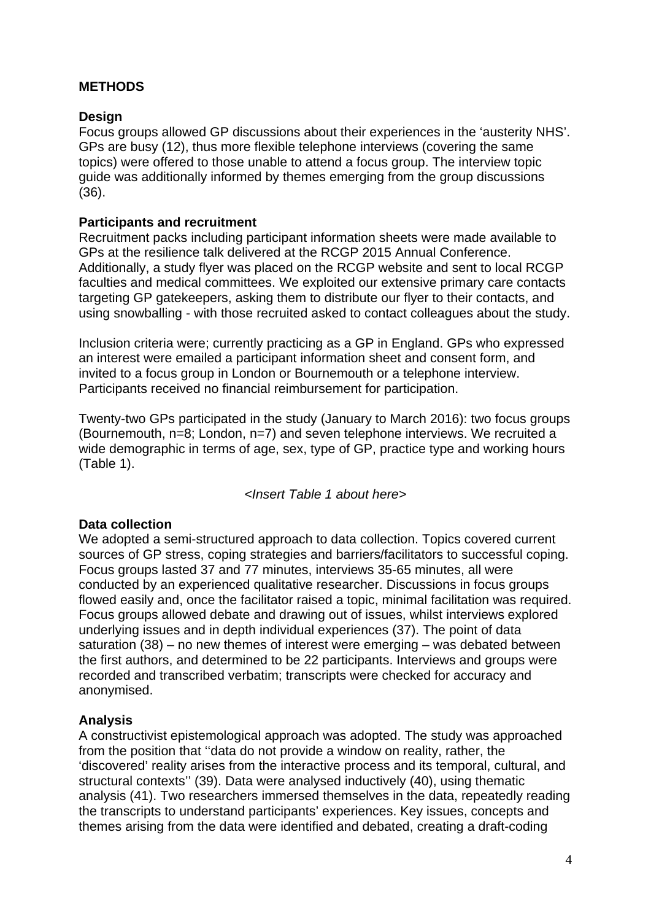## METHODS

### Design

Focus groups allowed GP discussions about their experiences in the ‘austerity NHS’. GPs are busy (12), thus more flexible telephone interviews (covering the same topics) were offered to those unable to attend a focus group. The interview topic guide was additionally informed by themes emerging from the group discussions (36).

### Participants and recruitment

Recruitment packs including participant information sheets were made available to GPs at the resilience talk delivered at the RCGP 2015 Annual Conference. Additionally, a study flyer was placed on the RCGP website and sent to local RCGP faculties and medical committees. We exploited our extensive primary care contacts targeting GP gatekeepers, asking them to distribute our flyer to their contacts, and using snowballing - with those recruited asked to contact colleagues about the study.

Inclusion criteria were; currently practicing as a GP in England. GPs who expressed an interest were emailed a participant information sheet and consent form, and invited to a focus group in London or Bournemouth or a telephone interview. Participants received no financial reimbursement for participation.

Twenty-two GPs participated in the study (January to March 2016): two focus groups (Bournemouth, n=8; London, n=7) and seven telephone interviews. We recruited a wide demographic in terms of age, sex, type of GP, practice type and working hours (Table 1).

*<Insert Table 1 about here>*

### Data collection

We adopted a semi-structured approach to data collection. Topics covered current sources of GP stress, coping strategies and barriers/facilitators to successful coping. Focus groups lasted 37 and 77 minutes, interviews 35-65 minutes, all were conducted by an experienced qualitative researcher. Discussions in focus groups flowed easily and, once the facilitator raised a topic, minimal facilitation was required. Focus groups allowed debate and drawing out of issues, whilst interviews explored underlying issues and in depth individual experiences (37). The point of data saturation (38) – no new themes of interest were emerging – was debated between the first authors, and determined to be 22 participants. Interviews and groups were recorded and transcribed verbatim; transcripts were checked for accuracy and anonymised.

### Analysis

A constructivist epistemological approach was adopted. The study was approached from the position that ‘‘data do not provide a window on reality, rather, the ‘discovered’ reality arises from the interactive process and its temporal, cultural, and structural contexts’’ (39). Data were analysed inductively (40), using thematic analysis (41). Two researchers immersed themselves in the data, repeatedly reading the transcripts to understand participants’ experiences. Key issues, concepts and themes arising from the data were identified and debated, creating a draft-coding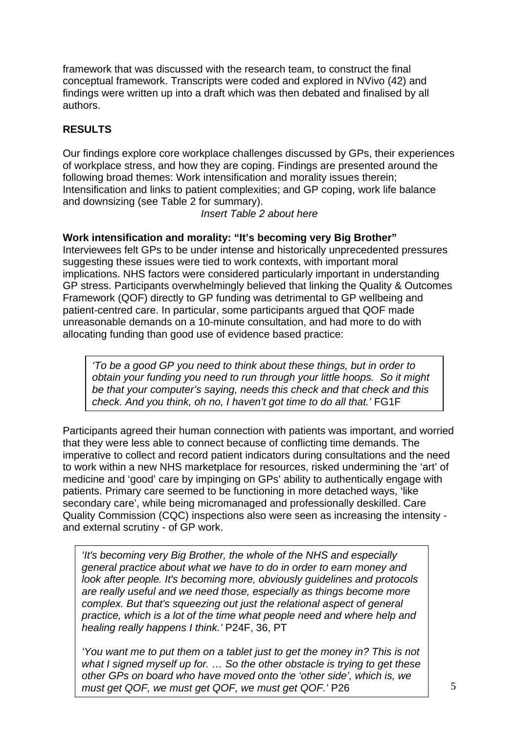framework that was discussed with the research team, to construct the final conceptual framework. Transcripts were coded and explored in NVivo (42) and findings were written up into a draft which was then debated and finalised by all authors.

## RESULTS

Our findings explore core workplace challenges discussed by GPs, their experiences of workplace stress, and how they are coping. Findings are presented around the following broad themes: Work intensification and morality issues therein; Intensification and links to patient complexities; and GP coping, work life balance and downsizing (see Table 2 for summary).

*Insert Table 2 about here*

### Work intensification and morality: "It's becoming very Big Brother"

Interviewees felt GPs to be under intense and historically unprecedented pressures suggesting these issues were tied to work contexts, with important moral implications. NHS factors were considered particularly important in understanding GP stress. Participants overwhelmingly believed that linking the Quality & Outcomes Framework (QOF) directly to GP funding was detrimental to GP wellbeing and patient-centred care. In particular, some participants argued that QOF made unreasonable demands on a 10-minute consultation, and had more to do with allocating funding than good use of evidence based practice:

> *'To be a good GP you need to think about these things, but in order to obtain your funding you need to run through your little hoops. So it might be that your computer's saying, needs this check and that check and this check. And you think, oh no, I haven't got time to do all that.'* FG1F

Participants agreed their human connection with patients was important, and worried that they were less able to connect because of conflicting time demands. The imperative to collect and record patient indicators during consultations and the need to work within a new NHS marketplace for resources, risked undermining the 'art' of medicine and 'good' care by impinging on GPs' ability to authentically engage with patients. Primary care seemed to be functioning in more detached ways, 'like secondary care', while being micromanaged and professionally deskilled. Care Quality Commission (CQC) inspections also were seen as increasing the intensity - and external scrutiny - of GP work.

> *'It's becoming very Big Brother, the whole of the NHS and especially general practice about what we have to do in order to earn money and look after people. It's becoming more, obviously guidelines and protocols are really useful and we need those, especially as things become more complex. But that's squeezing out just the relational aspect of general practice, which is a lot of the time what people need and where help and healing really happens I think.'* P24F, 36, PT
>
> *'You want me to put them on a tablet just to get the money in? This is not what I signed myself up for. … So the other obstacle is trying to get these other GPs on board who have moved onto the 'other side', which is, we must get QOF, we must get QOF, we must get QOF.'* P26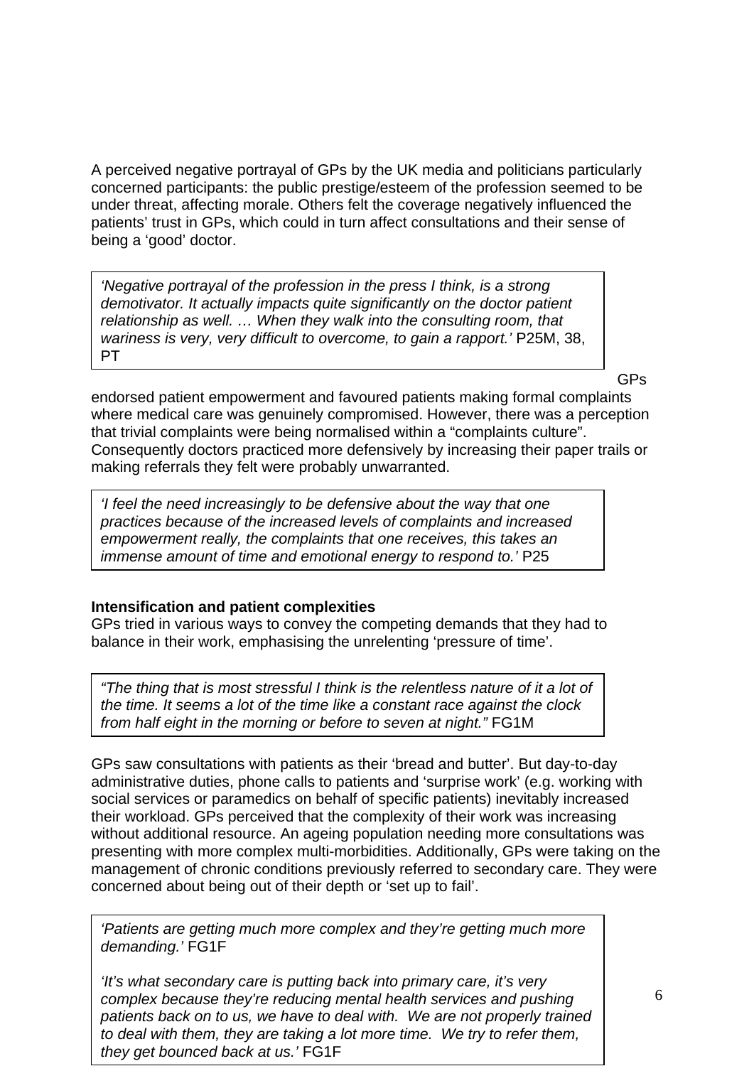A perceived negative portrayal of GPs by the UK media and politicians particularly concerned participants: the public prestige/esteem of the profession seemed to be under threat, affecting morale. Others felt the coverage negatively influenced the patients' trust in GPs, which could in turn affect consultations and their sense of being a 'good' doctor.

> *'Negative portrayal of the profession in the press I think, is a strong demotivator. It actually impacts quite significantly on the doctor patient relationship as well. … When they walk into the consulting room, that wariness is very, very difficult to overcome, to gain a rapport.'* P25M, 38, PT

GPs endorsed patient empowerment and favoured patients making formal complaints where medical care was genuinely compromised. However, there was a perception that trivial complaints were being normalised within a "complaints culture". Consequently doctors practiced more defensively by increasing their paper trails or making referrals they felt were probably unwarranted.

> *'I feel the need increasingly to be defensive about the way that one practices because of the increased levels of complaints and increased empowerment really, the complaints that one receives, this takes an immense amount of time and emotional energy to respond to.'* P25

**Intensification and patient complexities**

GPs tried in various ways to convey the competing demands that they had to balance in their work, emphasising the unrelenting 'pressure of time'.

> *"The thing that is most stressful I think is the relentless nature of it a lot of the time. It seems a lot of the time like a constant race against the clock from half eight in the morning or before to seven at night."* FG1M

GPs saw consultations with patients as their 'bread and butter'. But day-to-day administrative duties, phone calls to patients and 'surprise work' (e.g. working with social services or paramedics on behalf of specific patients) inevitably increased their workload. GPs perceived that the complexity of their work was increasing without additional resource. An ageing population needing more consultations was presenting with more complex multi-morbidities. Additionally, GPs were taking on the management of chronic conditions previously referred to secondary care. They were concerned about being out of their depth or 'set up to fail'.

> *'Patients are getting much more complex and they're getting much more demanding.'* FG1F
>
> *'It's what secondary care is putting back into primary care, it's very complex because they're reducing mental health services and pushing patients back on to us, we have to deal with. We are not properly trained to deal with them, they are taking a lot more time. We try to refer them, they get bounced back at us.'* FG1F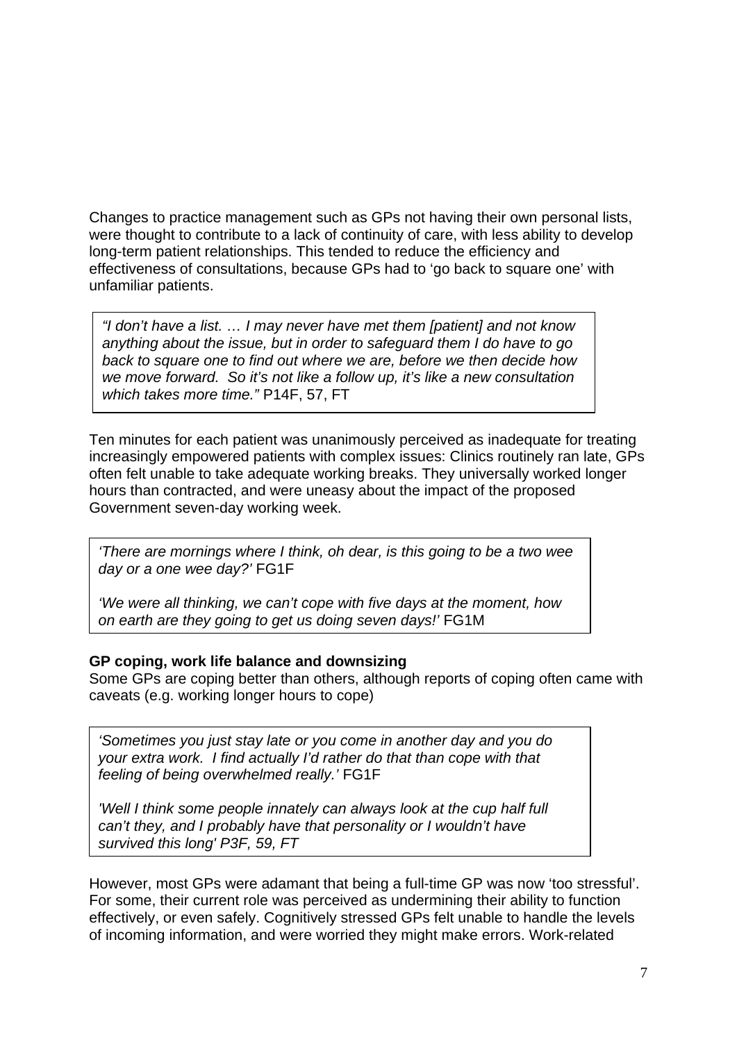Changes to practice management such as GPs not having their own personal lists, were thought to contribute to a lack of continuity of care, with less ability to develop long-term patient relationships. This tended to reduce the efficiency and effectiveness of consultations, because GPs had to 'go back to square one' with unfamiliar patients.

> *"I don't have a list. … I may never have met them [patient] and not know anything about the issue, but in order to safeguard them I do have to go back to square one to find out where we are, before we then decide how we move forward. So it's not like a follow up, it's like a new consultation which takes more time."* P14F, 57, FT

Ten minutes for each patient was unanimously perceived as inadequate for treating increasingly empowered patients with complex issues: Clinics routinely ran late, GPs often felt unable to take adequate working breaks. They universally worked longer hours than contracted, and were uneasy about the impact of the proposed Government seven-day working week.

> *'There are mornings where I think, oh dear, is this going to be a two wee day or a one wee day?'* FG1F
>
> *'We were all thinking, we can't cope with five days at the moment, how on earth are they going to get us doing seven days!'* FG1M

**GP coping, work life balance and downsizing**

Some GPs are coping better than others, although reports of coping often came with caveats (e.g. working longer hours to cope)

> *'Sometimes you just stay late or you come in another day and you do your extra work. I find actually I'd rather do that than cope with that feeling of being overwhelmed really.'* FG1F
>
> *'Well I think some people innately can always look at the cup half full can't they, and I probably have that personality or I wouldn't have survived this long' P3F, 59, FT*

However, most GPs were adamant that being a full-time GP was now 'too stressful'. For some, their current role was perceived as undermining their ability to function effectively, or even safely. Cognitively stressed GPs felt unable to handle the levels of incoming information, and were worried they might make errors. Work-related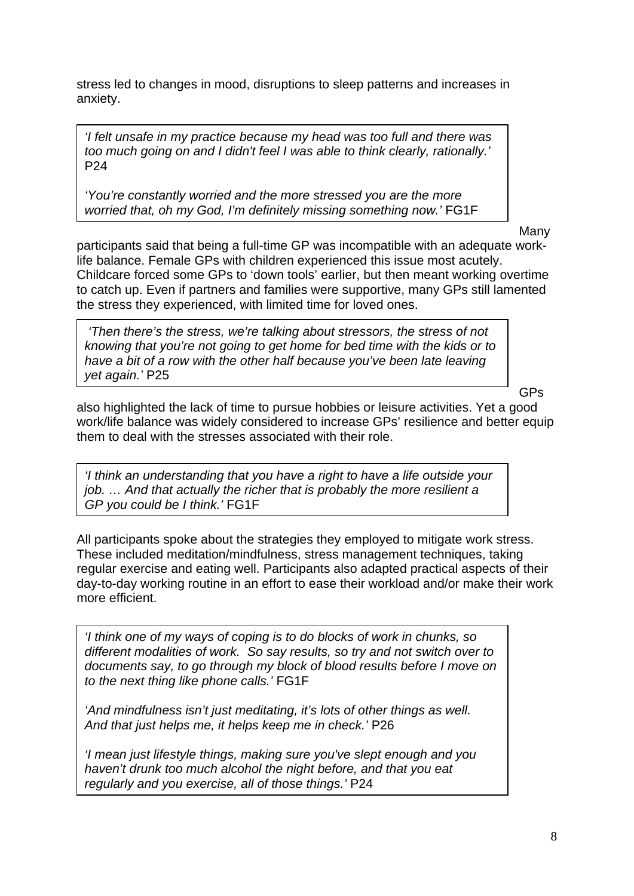stress led to changes in mood, disruptions to sleep patterns and increases in anxiety.

> *'I felt unsafe in my practice because my head was too full and there was too much going on and I didn't feel I was able to think clearly, rationally.'* P24
>
> *'You're constantly worried and the more stressed you are the more worried that, oh my God, I'm definitely missing something now.'* FG1F

Many participants said that being a full-time GP was incompatible with an adequate work-life balance. Female GPs with children experienced this issue most acutely. Childcare forced some GPs to 'down tools' earlier, but then meant working overtime to catch up. Even if partners and families were supportive, many GPs still lamented the stress they experienced, with limited time for loved ones.

> *'Then there's the stress, we're talking about stressors, the stress of not knowing that you're not going to get home for bed time with the kids or to have a bit of a row with the other half because you've been late leaving yet again.'* P25

GPs also highlighted the lack of time to pursue hobbies or leisure activities. Yet a good work/life balance was widely considered to increase GPs' resilience and better equip them to deal with the stresses associated with their role.

> *'I think an understanding that you have a right to have a life outside your job. … And that actually the richer that is probably the more resilient a GP you could be I think.'* FG1F

All participants spoke about the strategies they employed to mitigate work stress. These included meditation/mindfulness, stress management techniques, taking regular exercise and eating well. Participants also adapted practical aspects of their day-to-day working routine in an effort to ease their workload and/or make their work more efficient.

> *'I think one of my ways of coping is to do blocks of work in chunks, so different modalities of work. So say results, so try and not switch over to documents say, to go through my block of blood results before I move on to the next thing like phone calls.'* FG1F
>
> *'And mindfulness isn't just meditating, it's lots of other things as well. And that just helps me, it helps keep me in check.'* P26
>
> *'I mean just lifestyle things, making sure you've slept enough and you haven't drunk too much alcohol the night before, and that you eat regularly and you exercise, all of those things.'* P24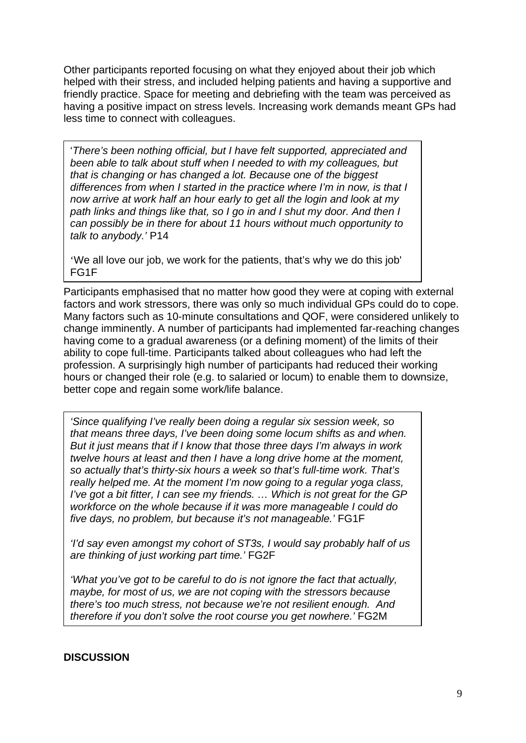Other participants reported focusing on what they enjoyed about their job which helped with their stress, and included helping patients and having a supportive and friendly practice. Space for meeting and debriefing with the team was perceived as having a positive impact on stress levels. Increasing work demands meant GPs had less time to connect with colleagues.

> '*There's been nothing official, but I have felt supported, appreciated and been able to talk about stuff when I needed to with my colleagues, but that is changing or has changed a lot. Because one of the biggest differences from when I started in the practice where I'm in now, is that I now arrive at work half an hour early to get all the login and look at my path links and things like that, so I go in and I shut my door. And then I can possibly be in there for about 11 hours without much opportunity to talk to anybody.'* P14
>
> 'We all love our job, we work for the patients, that's why we do this job' FG1F

Participants emphasised that no matter how good they were at coping with external factors and work stressors, there was only so much individual GPs could do to cope. Many factors such as 10-minute consultations and QOF, were considered unlikely to change imminently. A number of participants had implemented far-reaching changes having come to a gradual awareness (or a defining moment) of the limits of their ability to cope full-time. Participants talked about colleagues who had left the profession. A surprisingly high number of participants had reduced their working hours or changed their role (e.g. to salaried or locum) to enable them to downsize, better cope and regain some work/life balance.

> *'Since qualifying I've really been doing a regular six session week, so that means three days, I've been doing some locum shifts as and when. But it just means that if I know that those three days I'm always in work twelve hours at least and then I have a long drive home at the moment, so actually that's thirty-six hours a week so that's full-time work. That's really helped me. At the moment I'm now going to a regular yoga class, I've got a bit fitter, I can see my friends. … Which is not great for the GP workforce on the whole because if it was more manageable I could do five days, no problem, but because it's not manageable.'* FG1F
>
> *'I'd say even amongst my cohort of ST3s, I would say probably half of us are thinking of just working part time.'* FG2F
>
> *'What you've got to be careful to do is not ignore the fact that actually, maybe, for most of us, we are not coping with the stressors because there's too much stress, not because we're not resilient enough. And therefore if you don't solve the root course you get nowhere.'* FG2M

## DISCUSSION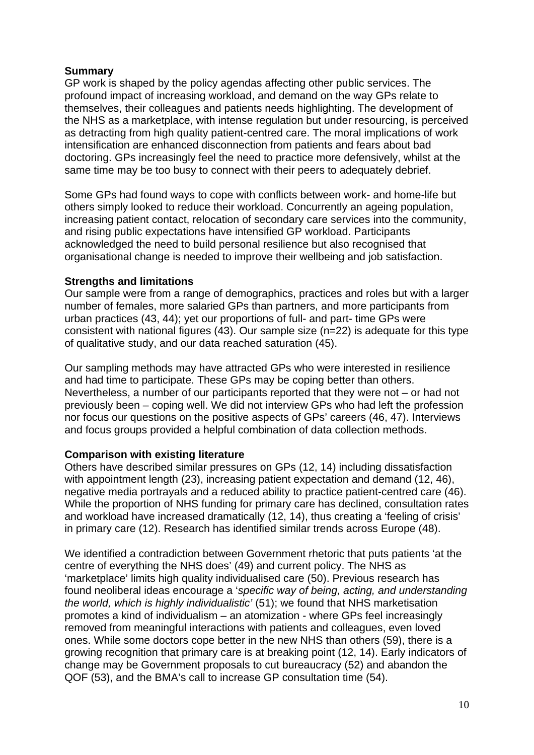**Summary**

GP work is shaped by the policy agendas affecting other public services. The profound impact of increasing workload, and demand on the way GPs relate to themselves, their colleagues and patients needs highlighting. The development of the NHS as a marketplace, with intense regulation but under resourcing, is perceived as detracting from high quality patient-centred care. The moral implications of work intensification are enhanced disconnection from patients and fears about bad doctoring. GPs increasingly feel the need to practice more defensively, whilst at the same time may be too busy to connect with their peers to adequately debrief.

Some GPs had found ways to cope with conflicts between work- and home-life but others simply looked to reduce their workload. Concurrently an ageing population, increasing patient contact, relocation of secondary care services into the community, and rising public expectations have intensified GP workload. Participants acknowledged the need to build personal resilience but also recognised that organisational change is needed to improve their wellbeing and job satisfaction.

**Strengths and limitations**

Our sample were from a range of demographics, practices and roles but with a larger number of females, more salaried GPs than partners, and more participants from urban practices (43, 44); yet our proportions of full- and part- time GPs were consistent with national figures (43). Our sample size (n=22) is adequate for this type of qualitative study, and our data reached saturation (45).

Our sampling methods may have attracted GPs who were interested in resilience and had time to participate. These GPs may be coping better than others. Nevertheless, a number of our participants reported that they were not – or had not previously been – coping well. We did not interview GPs who had left the profession nor focus our questions on the positive aspects of GPs' careers (46, 47). Interviews and focus groups provided a helpful combination of data collection methods.

**Comparison with existing literature**

Others have described similar pressures on GPs (12, 14) including dissatisfaction with appointment length (23), increasing patient expectation and demand (12, 46), negative media portrayals and a reduced ability to practice patient-centred care (46). While the proportion of NHS funding for primary care has declined, consultation rates and workload have increased dramatically (12, 14), thus creating a 'feeling of crisis' in primary care (12). Research has identified similar trends across Europe (48).

We identified a contradiction between Government rhetoric that puts patients 'at the centre of everything the NHS does' (49) and current policy. The NHS as 'marketplace' limits high quality individualised care (50). Previous research has found neoliberal ideas encourage a '*specific way of being, acting, and understanding the world, which is highly individualistic'* (51); we found that NHS marketisation promotes a kind of individualism – an atomization - where GPs feel increasingly removed from meaningful interactions with patients and colleagues, even loved ones. While some doctors cope better in the new NHS than others (59), there is a growing recognition that primary care is at breaking point (12, 14). Early indicators of change may be Government proposals to cut bureaucracy (52) and abandon the QOF (53), and the BMA's call to increase GP consultation time (54).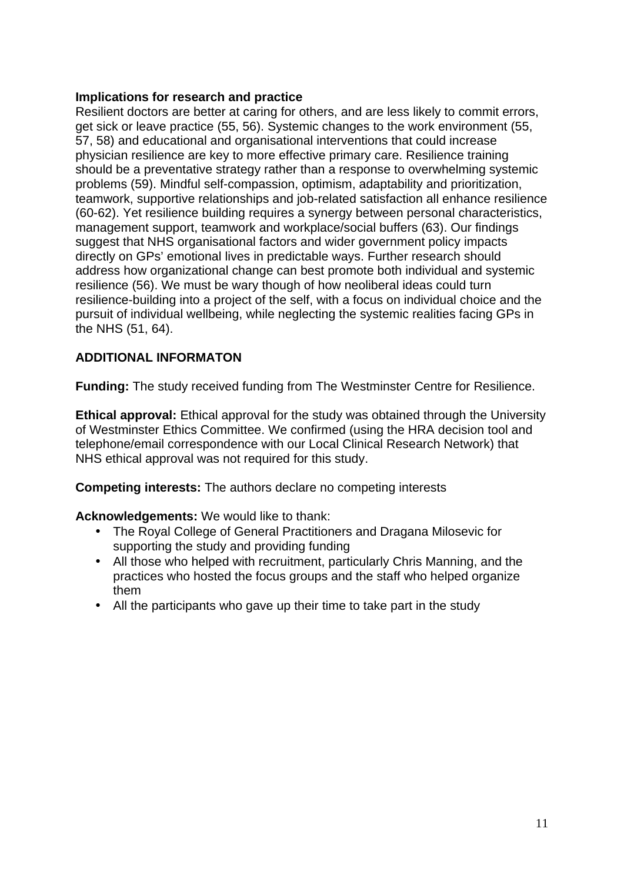**Implications for research and practice**

Resilient doctors are better at caring for others, and are less likely to commit errors, get sick or leave practice (55, 56). Systemic changes to the work environment (55, 57, 58) and educational and organisational interventions that could increase physician resilience are key to more effective primary care. Resilience training should be a preventative strategy rather than a response to overwhelming systemic problems (59). Mindful self-compassion, optimism, adaptability and prioritization, teamwork, supportive relationships and job-related satisfaction all enhance resilience (60-62). Yet resilience building requires a synergy between personal characteristics, management support, teamwork and workplace/social buffers (63). Our findings suggest that NHS organisational factors and wider government policy impacts directly on GPs' emotional lives in predictable ways. Further research should address how organizational change can best promote both individual and systemic resilience (56). We must be wary though of how neoliberal ideas could turn resilience-building into a project of the self, with a focus on individual choice and the pursuit of individual wellbeing, while neglecting the systemic realities facing GPs in the NHS (51, 64).

## ADDITIONAL INFORMATON

**Funding:** The study received funding from The Westminster Centre for Resilience.

**Ethical approval:** Ethical approval for the study was obtained through the University of Westminster Ethics Committee. We confirmed (using the HRA decision tool and telephone/email correspondence with our Local Clinical Research Network) that NHS ethical approval was not required for this study.

**Competing interests:** The authors declare no competing interests

**Acknowledgements:** We would like to thank:

- The Royal College of General Practitioners and Dragana Milosevic for supporting the study and providing funding
- All those who helped with recruitment, particularly Chris Manning, and the practices who hosted the focus groups and the staff who helped organize them
- All the participants who gave up their time to take part in the study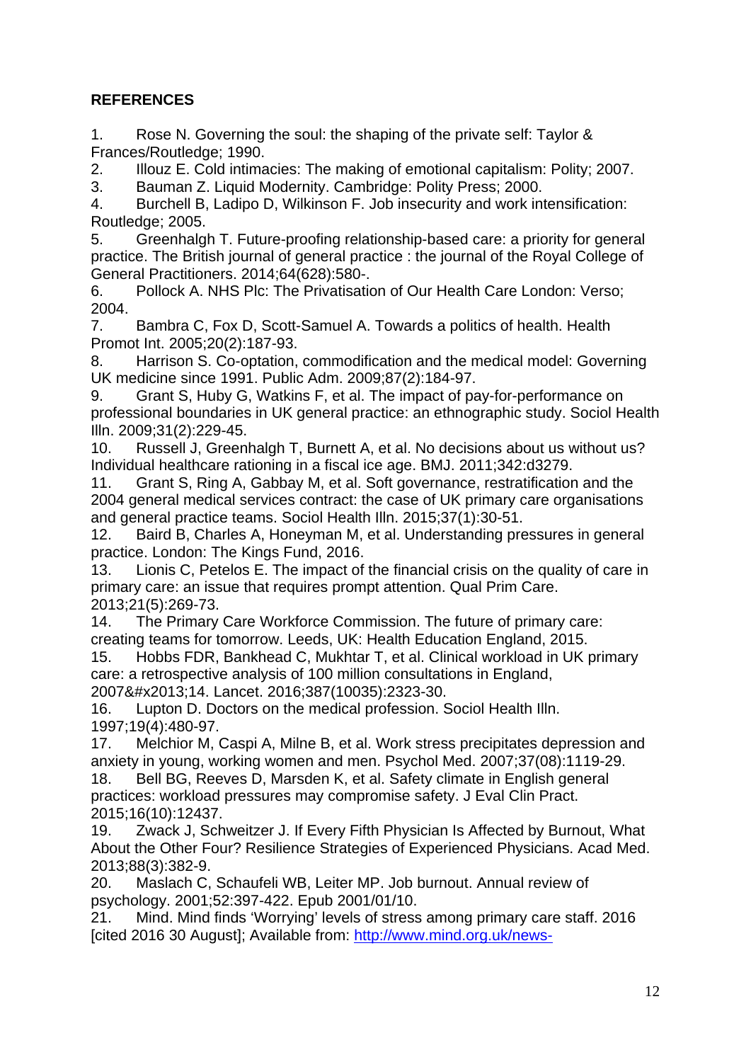**REFERENCES**

1. Rose N. Governing the soul: the shaping of the private self: Taylor & Frances/Routledge; 1990.
2. Illouz E. Cold intimacies: The making of emotional capitalism: Polity; 2007.
3. Bauman Z. Liquid Modernity. Cambridge: Polity Press; 2000.
4. Burchell B, Ladipo D, Wilkinson F. Job insecurity and work intensification: Routledge; 2005.
5. Greenhalgh T. Future-proofing relationship-based care: a priority for general practice. The British journal of general practice : the journal of the Royal College of General Practitioners. 2014;64(628):580-.
6. Pollock A. NHS Plc: The Privatisation of Our Health Care London: Verso; 2004.
7. Bambra C, Fox D, Scott-Samuel A. Towards a politics of health. Health Promot Int. 2005;20(2):187-93.
8. Harrison S. Co-optation, commodification and the medical model: Governing UK medicine since 1991. Public Adm. 2009;87(2):184-97.
9. Grant S, Huby G, Watkins F, et al. The impact of pay-for-performance on professional boundaries in UK general practice: an ethnographic study. Sociol Health Illn. 2009;31(2):229-45.
10. Russell J, Greenhalgh T, Burnett A, et al. No decisions about us without us? Individual healthcare rationing in a fiscal ice age. BMJ. 2011;342:d3279.
11. Grant S, Ring A, Gabbay M, et al. Soft governance, restratification and the 2004 general medical services contract: the case of UK primary care organisations and general practice teams. Sociol Health Illn. 2015;37(1):30-51.
12. Baird B, Charles A, Honeyman M, et al. Understanding pressures in general practice. London: The Kings Fund, 2016.
13. Lionis C, Petelos E. The impact of the financial crisis on the quality of care in primary care: an issue that requires prompt attention. Qual Prim Care. 2013;21(5):269-73.
14. The Primary Care Workforce Commission. The future of primary care: creating teams for tomorrow. Leeds, UK: Health Education England, 2015.
15. Hobbs FDR, Bankhead C, Mukhtar T, et al. Clinical workload in UK primary care: a retrospective analysis of 100 million consultations in England, 2007&#x2013;14. Lancet. 2016;387(10035):2323-30.
16. Lupton D. Doctors on the medical profession. Sociol Health Illn. 1997;19(4):480-97.
17. Melchior M, Caspi A, Milne B, et al. Work stress precipitates depression and anxiety in young, working women and men. Psychol Med. 2007;37(08):1119-29.
18. Bell BG, Reeves D, Marsden K, et al. Safety climate in English general practices: workload pressures may compromise safety. J Eval Clin Pract. 2015;16(10):12437.
19. Zwack J, Schweitzer J. If Every Fifth Physician Is Affected by Burnout, What About the Other Four? Resilience Strategies of Experienced Physicians. Acad Med. 2013;88(3):382-9.
20. Maslach C, Schaufeli WB, Leiter MP. Job burnout. Annual review of psychology. 2001;52:397-422. Epub 2001/01/10.
21. Mind. Mind finds 'Worrying' levels of stress among primary care staff. 2016 [cited 2016 30 August]; Available from: http://www.mind.org.uk/news-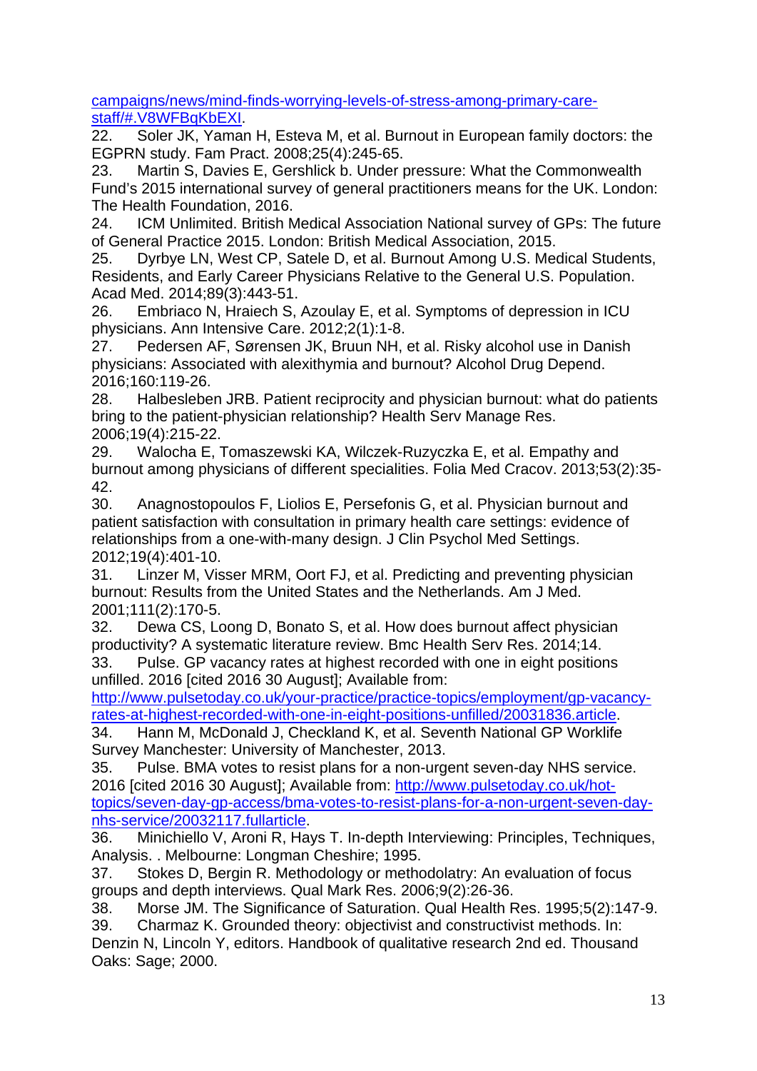campaigns/news/mind-finds-worrying-levels-of-stress-among-primary-care-staff/#.V8WFBqKbEXI.

22. Soler JK, Yaman H, Esteva M, et al. Burnout in European family doctors: the EGPRN study. Fam Pract. 2008;25(4):245-65.
23. Martin S, Davies E, Gershlick b. Under pressure: What the Commonwealth Fund's 2015 international survey of general practitioners means for the UK. London: The Health Foundation, 2016.
24. ICM Unlimited. British Medical Association National survey of GPs: The future of General Practice 2015. London: British Medical Association, 2015.
25. Dyrbye LN, West CP, Satele D, et al. Burnout Among U.S. Medical Students, Residents, and Early Career Physicians Relative to the General U.S. Population. Acad Med. 2014;89(3):443-51.
26. Embriaco N, Hraiech S, Azoulay E, et al. Symptoms of depression in ICU physicians. Ann Intensive Care. 2012;2(1):1-8.
27. Pedersen AF, Sørensen JK, Bruun NH, et al. Risky alcohol use in Danish physicians: Associated with alexithymia and burnout? Alcohol Drug Depend. 2016;160:119-26.
28. Halbesleben JRB. Patient reciprocity and physician burnout: what do patients bring to the patient-physician relationship? Health Serv Manage Res. 2006;19(4):215-22.
29. Walocha E, Tomaszewski KA, Wilczek-Ruzyczka E, et al. Empathy and burnout among physicians of different specialities. Folia Med Cracov. 2013;53(2):35-42.
30. Anagnostopoulos F, Liolios E, Persefonis G, et al. Physician burnout and patient satisfaction with consultation in primary health care settings: evidence of relationships from a one-with-many design. J Clin Psychol Med Settings. 2012;19(4):401-10.
31. Linzer M, Visser MRM, Oort FJ, et al. Predicting and preventing physician burnout: Results from the United States and the Netherlands. Am J Med. 2001;111(2):170-5.
32. Dewa CS, Loong D, Bonato S, et al. How does burnout affect physician productivity? A systematic literature review. Bmc Health Serv Res. 2014;14.
33. Pulse. GP vacancy rates at highest recorded with one in eight positions unfilled. 2016 [cited 2016 30 August]; Available from: http://www.pulsetoday.co.uk/your-practice/practice-topics/employment/gp-vacancy-rates-at-highest-recorded-with-one-in-eight-positions-unfilled/20031836.article.
34. Hann M, McDonald J, Checkland K, et al. Seventh National GP Worklife Survey Manchester: University of Manchester, 2013.
35. Pulse. BMA votes to resist plans for a non-urgent seven-day NHS service. 2016 [cited 2016 30 August]; Available from: http://www.pulsetoday.co.uk/hot-topics/seven-day-gp-access/bma-votes-to-resist-plans-for-a-non-urgent-seven-day-nhs-service/20032117.fullarticle.
36. Minichiello V, Aroni R, Hays T. In-depth Interviewing: Principles, Techniques, Analysis. . Melbourne: Longman Cheshire; 1995.
37. Stokes D, Bergin R. Methodology or methodolatry: An evaluation of focus groups and depth interviews. Qual Mark Res. 2006;9(2):26-36.
38. Morse JM. The Significance of Saturation. Qual Health Res. 1995;5(2):147-9.
39. Charmaz K. Grounded theory: objectivist and constructivist methods. In: Denzin N, Lincoln Y, editors. Handbook of qualitative research 2nd ed. Thousand Oaks: Sage; 2000.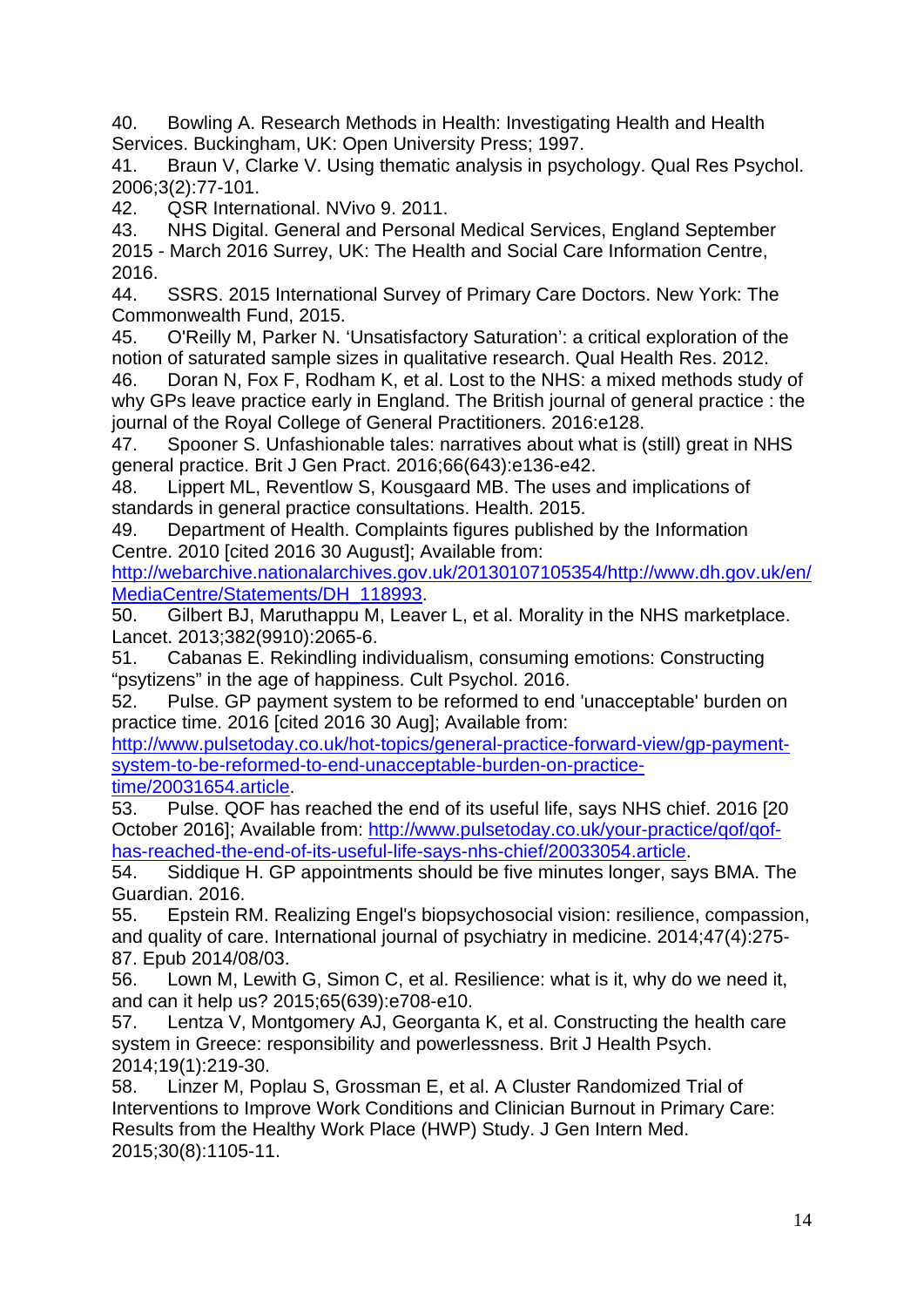40. Bowling A. Research Methods in Health: Investigating Health and Health Services. Buckingham, UK: Open University Press; 1997.
41. Braun V, Clarke V. Using thematic analysis in psychology. Qual Res Psychol. 2006;3(2):77-101.
42. QSR International. NVivo 9. 2011.
43. NHS Digital. General and Personal Medical Services, England September 2015 - March 2016 Surrey, UK: The Health and Social Care Information Centre, 2016.
44. SSRS. 2015 International Survey of Primary Care Doctors. New York: The Commonwealth Fund, 2015.
45. O'Reilly M, Parker N. 'Unsatisfactory Saturation': a critical exploration of the notion of saturated sample sizes in qualitative research. Qual Health Res. 2012.
46. Doran N, Fox F, Rodham K, et al. Lost to the NHS: a mixed methods study of why GPs leave practice early in England. The British journal of general practice : the journal of the Royal College of General Practitioners. 2016:e128.
47. Spooner S. Unfashionable tales: narratives about what is (still) great in NHS general practice. Brit J Gen Pract. 2016;66(643):e136-e42.
48. Lippert ML, Reventlow S, Kousgaard MB. The uses and implications of standards in general practice consultations. Health. 2015.
49. Department of Health. Complaints figures published by the Information Centre. 2010 [cited 2016 30 August]; Available from: [http://webarchive.nationalarchives.gov.uk/20130107105354/http://www.dh.gov.uk/en/MediaCentre/Statements/DH_118993](http://webarchive.nationalarchives.gov.uk/20130107105354/http://www.dh.gov.uk/en/MediaCentre/Statements/DH_118993).
50. Gilbert BJ, Maruthappu M, Leaver L, et al. Morality in the NHS marketplace. Lancet. 2013;382(9910):2065-6.
51. Cabanas E. Rekindling individualism, consuming emotions: Constructing "psytizens" in the age of happiness. Cult Psychol. 2016.
52. Pulse. GP payment system to be reformed to end 'unacceptable' burden on practice time. 2016 [cited 2016 30 Aug]; Available from: [http://www.pulsetoday.co.uk/hot-topics/general-practice-forward-view/gp-payment-system-to-be-reformed-to-end-unacceptable-burden-on-practice-time/20031654.article](http://www.pulsetoday.co.uk/hot-topics/general-practice-forward-view/gp-payment-system-to-be-reformed-to-end-unacceptable-burden-on-practice-time/20031654.article).
53. Pulse. QOF has reached the end of its useful life, says NHS chief. 2016 [20 October 2016]; Available from: [http://www.pulsetoday.co.uk/your-practice/qof/qof-has-reached-the-end-of-its-useful-life-says-nhs-chief/20033054.article](http://www.pulsetoday.co.uk/your-practice/qof/qof-has-reached-the-end-of-its-useful-life-says-nhs-chief/20033054.article).
54. Siddique H. GP appointments should be five minutes longer, says BMA. The Guardian. 2016.
55. Epstein RM. Realizing Engel's biopsychosocial vision: resilience, compassion, and quality of care. International journal of psychiatry in medicine. 2014;47(4):275-87. Epub 2014/08/03.
56. Lown M, Lewith G, Simon C, et al. Resilience: what is it, why do we need it, and can it help us? 2015;65(639):e708-e10.
57. Lentza V, Montgomery AJ, Georganta K, et al. Constructing the health care system in Greece: responsibility and powerlessness. Brit J Health Psych. 2014;19(1):219-30.
58. Linzer M, Poplau S, Grossman E, et al. A Cluster Randomized Trial of Interventions to Improve Work Conditions and Clinician Burnout in Primary Care: Results from the Healthy Work Place (HWP) Study. J Gen Intern Med. 2015;30(8):1105-11.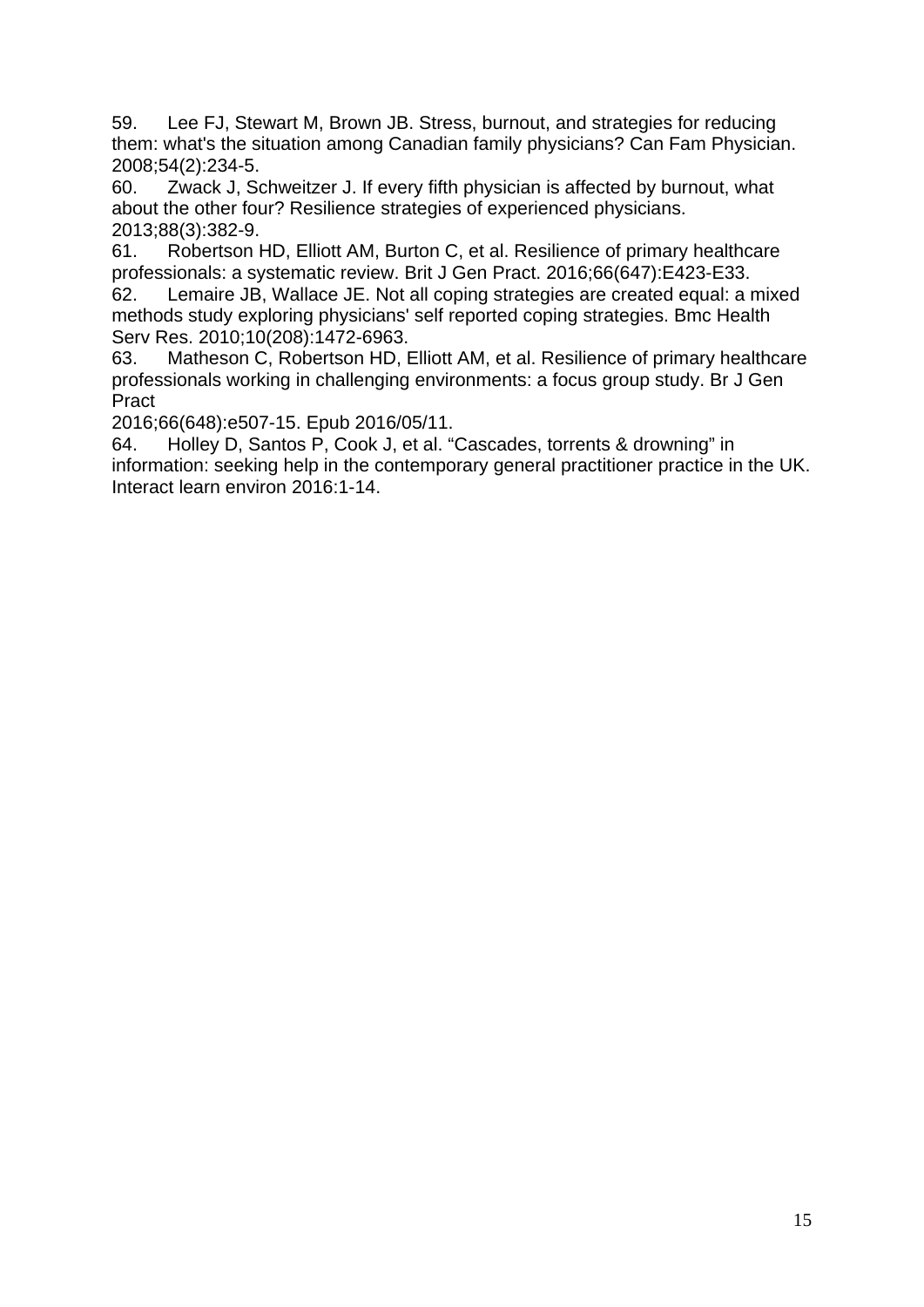59. Lee FJ, Stewart M, Brown JB. Stress, burnout, and strategies for reducing them: what's the situation among Canadian family physicians? Can Fam Physician. 2008;54(2):234-5.
60. Zwack J, Schweitzer J. If every fifth physician is affected by burnout, what about the other four? Resilience strategies of experienced physicians. 2013;88(3):382-9.
61. Robertson HD, Elliott AM, Burton C, et al. Resilience of primary healthcare professionals: a systematic review. Brit J Gen Pract. 2016;66(647):E423-E33.
62. Lemaire JB, Wallace JE. Not all coping strategies are created equal: a mixed methods study exploring physicians' self reported coping strategies. Bmc Health Serv Res. 2010;10(208):1472-6963.
63. Matheson C, Robertson HD, Elliott AM, et al. Resilience of primary healthcare professionals working in challenging environments: a focus group study. Br J Gen Pract
2016;66(648):e507-15. Epub 2016/05/11.
64. Holley D, Santos P, Cook J, et al. "Cascades, torrents & drowning" in information: seeking help in the contemporary general practitioner practice in the UK. Interact learn environ 2016:1-14.